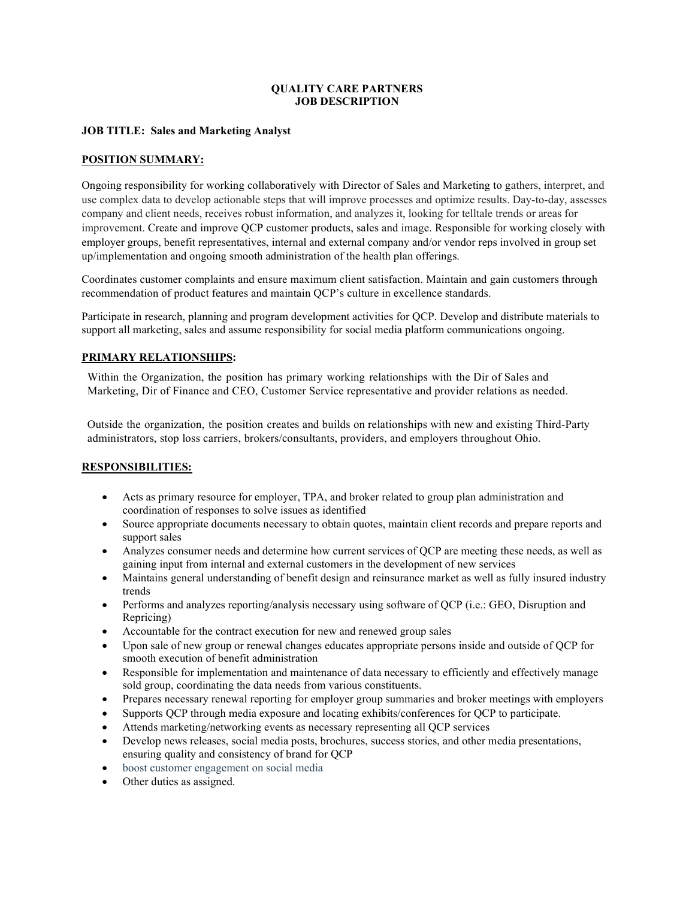# QUALITY CARE PARTNERS
# JOB DESCRIPTION

**JOB TITLE: Sales and Marketing Analyst**

## POSITION SUMMARY:

Ongoing responsibility for working collaboratively with Director of Sales and Marketing to gathers, interpret, and use complex data to develop actionable steps that will improve processes and optimize results. Day-to-day, assesses company and client needs, receives robust information, and analyzes it, looking for telltale trends or areas for improvement. Create and improve QCP customer products, sales and image. Responsible for working closely with employer groups, benefit representatives, internal and external company and/or vendor reps involved in group set up/implementation and ongoing smooth administration of the health plan offerings.

Coordinates customer complaints and ensure maximum client satisfaction. Maintain and gain customers through recommendation of product features and maintain QCP's culture in excellence standards.

Participate in research, planning and program development activities for QCP. Develop and distribute materials to support all marketing, sales and assume responsibility for social media platform communications ongoing.

## PRIMARY RELATIONSHIPS:

Within the Organization, the position has primary working relationships with the Dir of Sales and Marketing, Dir of Finance and CEO, Customer Service representative and provider relations as needed.

Outside the organization, the position creates and builds on relationships with new and existing Third-Party administrators, stop loss carriers, brokers/consultants, providers, and employers throughout Ohio.

## RESPONSIBILITIES:

- Acts as primary resource for employer, TPA, and broker related to group plan administration and coordination of responses to solve issues as identified
- Source appropriate documents necessary to obtain quotes, maintain client records and prepare reports and support sales
- Analyzes consumer needs and determine how current services of QCP are meeting these needs, as well as gaining input from internal and external customers in the development of new services
- Maintains general understanding of benefit design and reinsurance market as well as fully insured industry trends
- Performs and analyzes reporting/analysis necessary using software of QCP (i.e.: GEO, Disruption and Repricing)
- Accountable for the contract execution for new and renewed group sales
- Upon sale of new group or renewal changes educates appropriate persons inside and outside of QCP for smooth execution of benefit administration
- Responsible for implementation and maintenance of data necessary to efficiently and effectively manage sold group, coordinating the data needs from various constituents.
- Prepares necessary renewal reporting for employer group summaries and broker meetings with employers
- Supports QCP through media exposure and locating exhibits/conferences for QCP to participate.
- Attends marketing/networking events as necessary representing all QCP services
- Develop news releases, social media posts, brochures, success stories, and other media presentations, ensuring quality and consistency of brand for QCP
- boost customer engagement on social media
- Other duties as assigned.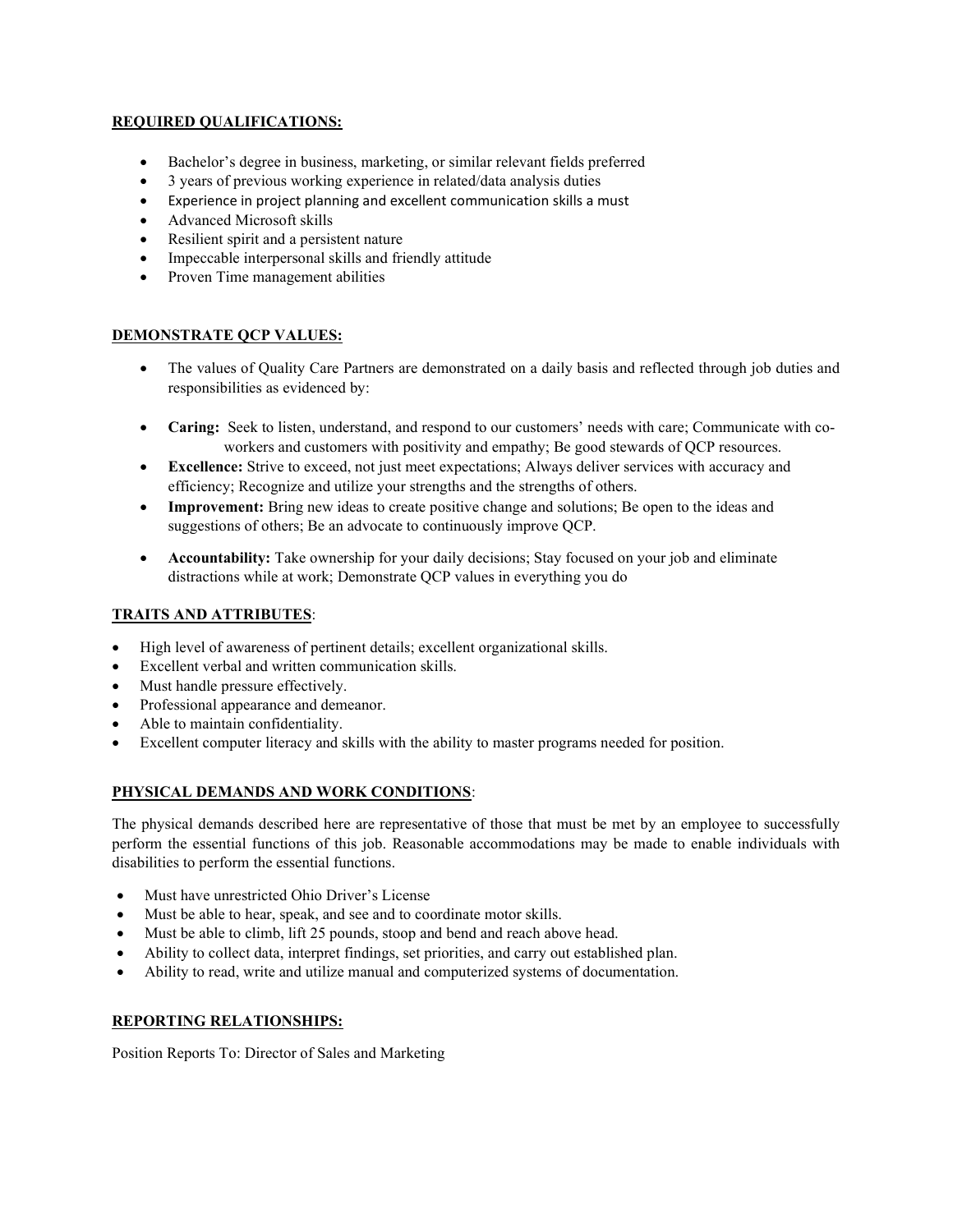## **REQUIRED QUALIFICATIONS:**

- Bachelor's degree in business, marketing, or similar relevant fields preferred
- 3 years of previous working experience in related/data analysis duties
- Experience in project planning and excellent communication skills a must
- Advanced Microsoft skills
- Resilient spirit and a persistent nature
- Impeccable interpersonal skills and friendly attitude
- Proven Time management abilities

## **DEMONSTRATE QCP VALUES:**

- The values of Quality Care Partners are demonstrated on a daily basis and reflected through job duties and responsibilities as evidenced by:
- **Caring:** Seek to listen, understand, and respond to our customers' needs with care; Communicate with co-workers and customers with positivity and empathy; Be good stewards of QCP resources.
- **Excellence:** Strive to exceed, not just meet expectations; Always deliver services with accuracy and efficiency; Recognize and utilize your strengths and the strengths of others.
- **Improvement:** Bring new ideas to create positive change and solutions; Be open to the ideas and suggestions of others; Be an advocate to continuously improve QCP.
- **Accountability:** Take ownership for your daily decisions; Stay focused on your job and eliminate distractions while at work; Demonstrate QCP values in everything you do

## **TRAITS AND ATTRIBUTES**:

- High level of awareness of pertinent details; excellent organizational skills.
- Excellent verbal and written communication skills.
- Must handle pressure effectively.
- Professional appearance and demeanor.
- Able to maintain confidentiality.
- Excellent computer literacy and skills with the ability to master programs needed for position.

## **PHYSICAL DEMANDS AND WORK CONDITIONS**:

The physical demands described here are representative of those that must be met by an employee to successfully perform the essential functions of this job. Reasonable accommodations may be made to enable individuals with disabilities to perform the essential functions.

- Must have unrestricted Ohio Driver's License
- Must be able to hear, speak, and see and to coordinate motor skills.
- Must be able to climb, lift 25 pounds, stoop and bend and reach above head.
- Ability to collect data, interpret findings, set priorities, and carry out established plan.
- Ability to read, write and utilize manual and computerized systems of documentation.

## **REPORTING RELATIONSHIPS:**

Position Reports To: Director of Sales and Marketing